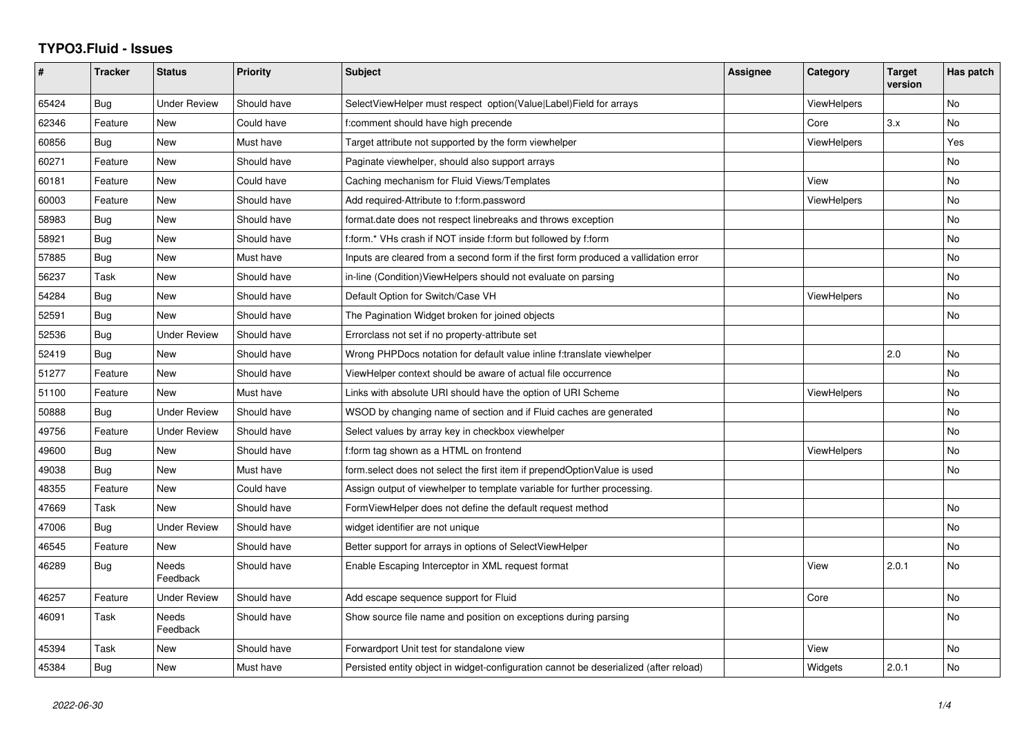# TYPO3.Fluid - Issues

| # | Tracker | Status | Priority | Subject | Assignee | Category | Target version | Has patch |
|---|---|---|---|---|---|---|---|---|
| 65424 | Bug | Under Review | Should have | SelectViewHelper must respect option(Value\|Label)Field for arrays | | ViewHelpers | | No |
| 62346 | Feature | New | Could have | f:comment should have high precende | | Core | 3.x | No |
| 60856 | Bug | New | Must have | Target attribute not supported by the form viewhelper | | ViewHelpers | | Yes |
| 60271 | Feature | New | Should have | Paginate viewhelper, should also support arrays | | | | No |
| 60181 | Feature | New | Could have | Caching mechanism for Fluid Views/Templates | | View | | No |
| 60003 | Feature | New | Should have | Add required-Attribute to f:form.password | | ViewHelpers | | No |
| 58983 | Bug | New | Should have | format.date does not respect linebreaks and throws exception | | | | No |
| 58921 | Bug | New | Should have | f:form.* VHs crash if NOT inside f:form but followed by f:form | | | | No |
| 57885 | Bug | New | Must have | Inputs are cleared from a second form if the first form produced a vallidation error | | | | No |
| 56237 | Task | New | Should have | in-line (Condition)ViewHelpers should not evaluate on parsing | | | | No |
| 54284 | Bug | New | Should have | Default Option for Switch/Case VH | | ViewHelpers | | No |
| 52591 | Bug | New | Should have | The Pagination Widget broken for joined objects | | | | No |
| 52536 | Bug | Under Review | Should have | Errorclass not set if no property-attribute set | | | | |
| 52419 | Bug | New | Should have | Wrong PHPDocs notation for default value inline f:translate viewhelper | | | 2.0 | No |
| 51277 | Feature | New | Should have | ViewHelper context should be aware of actual file occurrence | | | | No |
| 51100 | Feature | New | Must have | Links with absolute URI should have the option of URI Scheme | | ViewHelpers | | No |
| 50888 | Bug | Under Review | Should have | WSOD by changing name of section and if Fluid caches are generated | | | | No |
| 49756 | Feature | Under Review | Should have | Select values by array key in checkbox viewhelper | | | | No |
| 49600 | Bug | New | Should have | f:form tag shown as a HTML on frontend | | ViewHelpers | | No |
| 49038 | Bug | New | Must have | form.select does not select the first item if prependOptionValue is used | | | | No |
| 48355 | Feature | New | Could have | Assign output of viewhelper to template variable for further processing. | | | | |
| 47669 | Task | New | Should have | FormViewHelper does not define the default request method | | | | No |
| 47006 | Bug | Under Review | Should have | widget identifier are not unique | | | | No |
| 46545 | Feature | New | Should have | Better support for arrays in options of SelectViewHelper | | | | No |
| 46289 | Bug | Needs Feedback | Should have | Enable Escaping Interceptor in XML request format | | View | 2.0.1 | No |
| 46257 | Feature | Under Review | Should have | Add escape sequence support for Fluid | | Core | | No |
| 46091 | Task | Needs Feedback | Should have | Show source file name and position on exceptions during parsing | | | | No |
| 45394 | Task | New | Should have | Forwardport Unit test for standalone view | | View | | No |
| 45384 | Bug | New | Must have | Persisted entity object in widget-configuration cannot be deserialized (after reload) | | Widgets | 2.0.1 | No |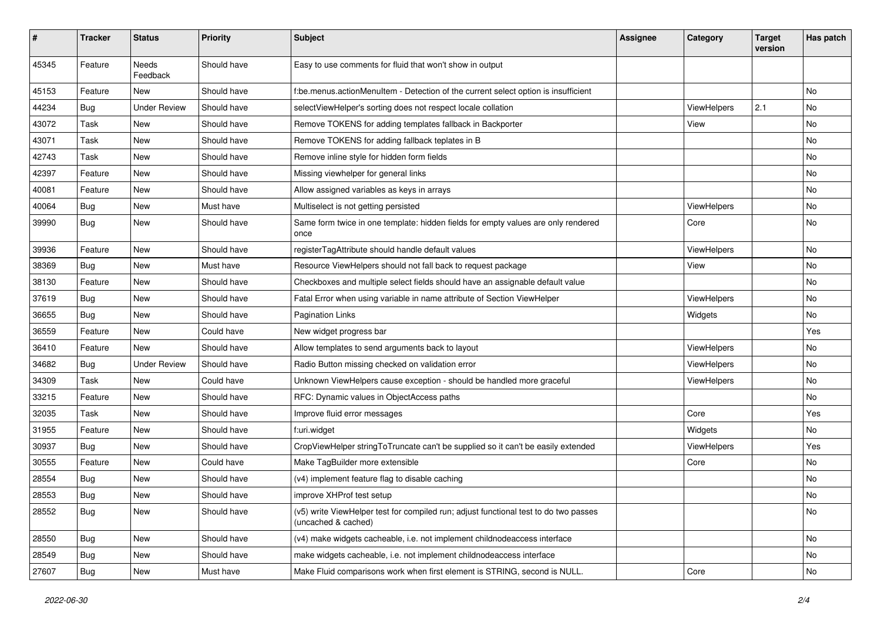| # | Tracker | Status | Priority | Subject | Assignee | Category | Target version | Has patch |
|---|---|---|---|---|---|---|---|---|
| 45345 | Feature | Needs Feedback | Should have | Easy to use comments for fluid that won't show in output | | | | |
| 45153 | Feature | New | Should have | f:be.menus.actionMenuItem - Detection of the current select option is insufficient | | | | No |
| 44234 | Bug | Under Review | Should have | selectViewHelper's sorting does not respect locale collation | | ViewHelpers | 2.1 | No |
| 43072 | Task | New | Should have | Remove TOKENS for adding templates fallback in Backporter | | View | | No |
| 43071 | Task | New | Should have | Remove TOKENS for adding fallback teplates in B | | | | No |
| 42743 | Task | New | Should have | Remove inline style for hidden form fields | | | | No |
| 42397 | Feature | New | Should have | Missing viewhelper for general links | | | | No |
| 40081 | Feature | New | Should have | Allow assigned variables as keys in arrays | | | | No |
| 40064 | Bug | New | Must have | Multiselect is not getting persisted | | ViewHelpers | | No |
| 39990 | Bug | New | Should have | Same form twice in one template: hidden fields for empty values are only rendered once | | Core | | No |
| 39936 | Feature | New | Should have | registerTagAttribute should handle default values | | ViewHelpers | | No |
| 38369 | Bug | New | Must have | Resource ViewHelpers should not fall back to request package | | View | | No |
| 38130 | Feature | New | Should have | Checkboxes and multiple select fields should have an assignable default value | | | | No |
| 37619 | Bug | New | Should have | Fatal Error when using variable in name attribute of Section ViewHelper | | ViewHelpers | | No |
| 36655 | Bug | New | Should have | Pagination Links | | Widgets | | No |
| 36559 | Feature | New | Could have | New widget progress bar | | | | Yes |
| 36410 | Feature | New | Should have | Allow templates to send arguments back to layout | | ViewHelpers | | No |
| 34682 | Bug | Under Review | Should have | Radio Button missing checked on validation error | | ViewHelpers | | No |
| 34309 | Task | New | Could have | Unknown ViewHelpers cause exception - should be handled more graceful | | ViewHelpers | | No |
| 33215 | Feature | New | Should have | RFC: Dynamic values in ObjectAccess paths | | | | No |
| 32035 | Task | New | Should have | Improve fluid error messages | | Core | | Yes |
| 31955 | Feature | New | Should have | f:uri.widget | | Widgets | | No |
| 30937 | Bug | New | Should have | CropViewHelper stringToTruncate can't be supplied so it can't be easily extended | | ViewHelpers | | Yes |
| 30555 | Feature | New | Could have | Make TagBuilder more extensible | | Core | | No |
| 28554 | Bug | New | Should have | (v4) implement feature flag to disable caching | | | | No |
| 28553 | Bug | New | Should have | improve XHProf test setup | | | | No |
| 28552 | Bug | New | Should have | (v5) write ViewHelper test for compiled run; adjust functional test to do two passes (uncached & cached) | | | | No |
| 28550 | Bug | New | Should have | (v4) make widgets cacheable, i.e. not implement childnodeaccess interface | | | | No |
| 28549 | Bug | New | Should have | make widgets cacheable, i.e. not implement childnodeaccess interface | | | | No |
| 27607 | Bug | New | Must have | Make Fluid comparisons work when first element is STRING, second is NULL. | | Core | | No |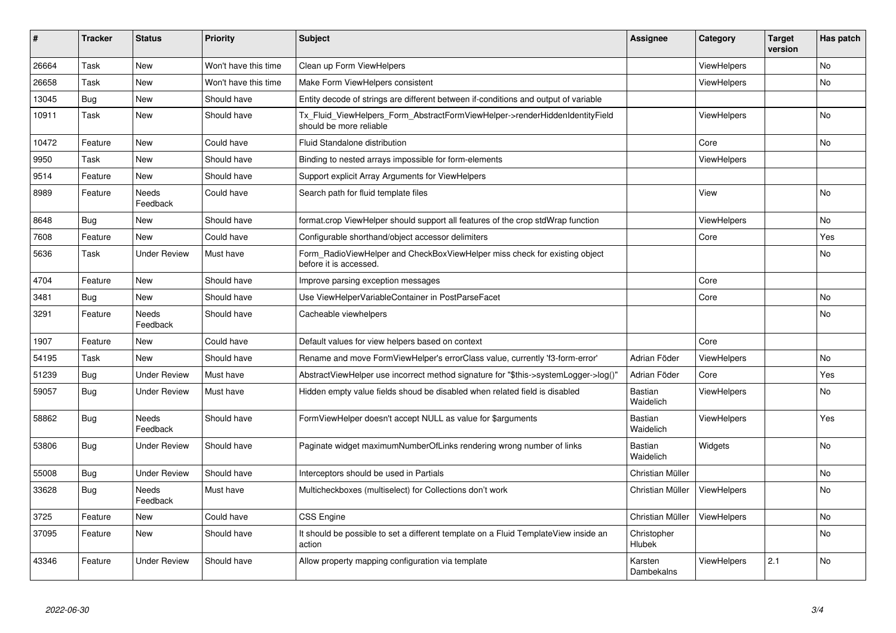| # | Tracker | Status | Priority | Subject | Assignee | Category | Target version | Has patch |
|---|---|---|---|---|---|---|---|---|
| 26664 | Task | New | Won't have this time | Clean up Form ViewHelpers | | ViewHelpers | | No |
| 26658 | Task | New | Won't have this time | Make Form ViewHelpers consistent | | ViewHelpers | | No |
| 13045 | Bug | New | Should have | Entity decode of strings are different between if-conditions and output of variable | | | | |
| 10911 | Task | New | Should have | Tx_Fluid_ViewHelpers_Form_AbstractFormViewHelper->renderHiddenIdentityField should be more reliable | | ViewHelpers | | No |
| 10472 | Feature | New | Could have | Fluid Standalone distribution | | Core | | No |
| 9950 | Task | New | Should have | Binding to nested arrays impossible for form-elements | | ViewHelpers | | |
| 9514 | Feature | New | Should have | Support explicit Array Arguments for ViewHelpers | | | | |
| 8989 | Feature | Needs Feedback | Could have | Search path for fluid template files | | View | | No |
| 8648 | Bug | New | Should have | format.crop ViewHelper should support all features of the crop stdWrap function | | ViewHelpers | | No |
| 7608 | Feature | New | Could have | Configurable shorthand/object accessor delimiters | | Core | | Yes |
| 5636 | Task | Under Review | Must have | Form_RadioViewHelper and CheckBoxViewHelper miss check for existing object before it is accessed. | | | | No |
| 4704 | Feature | New | Should have | Improve parsing exception messages | | Core | | |
| 3481 | Bug | New | Should have | Use ViewHelperVariableContainer in PostParseFacet | | Core | | No |
| 3291 | Feature | Needs Feedback | Should have | Cacheable viewhelpers | | | | No |
| 1907 | Feature | New | Could have | Default values for view helpers based on context | | Core | | |
| 54195 | Task | New | Should have | Rename and move FormViewHelper's errorClass value, currently 'f3-form-error' | Adrian Föder | ViewHelpers | | No |
| 51239 | Bug | Under Review | Must have | AbstractViewHelper use incorrect method signature for "$this->systemLogger->log()" | Adrian Föder | Core | | Yes |
| 59057 | Bug | Under Review | Must have | Hidden empty value fields shoud be disabled when related field is disabled | Bastian Waidelich | ViewHelpers | | No |
| 58862 | Bug | Needs Feedback | Should have | FormViewHelper doesn't accept NULL as value for $arguments | Bastian Waidelich | ViewHelpers | | Yes |
| 53806 | Bug | Under Review | Should have | Paginate widget maximumNumberOfLinks rendering wrong number of links | Bastian Waidelich | Widgets | | No |
| 55008 | Bug | Under Review | Should have | Interceptors should be used in Partials | Christian Müller | | | No |
| 33628 | Bug | Needs Feedback | Must have | Multicheckboxes (multiselect) for Collections don't work | Christian Müller | ViewHelpers | | No |
| 3725 | Feature | New | Could have | CSS Engine | Christian Müller | ViewHelpers | | No |
| 37095 | Feature | New | Should have | It should be possible to set a different template on a Fluid TemplateView inside an action | Christopher Hlubek | | | No |
| 43346 | Feature | Under Review | Should have | Allow property mapping configuration via template | Karsten Dambekalns | ViewHelpers | 2.1 | No |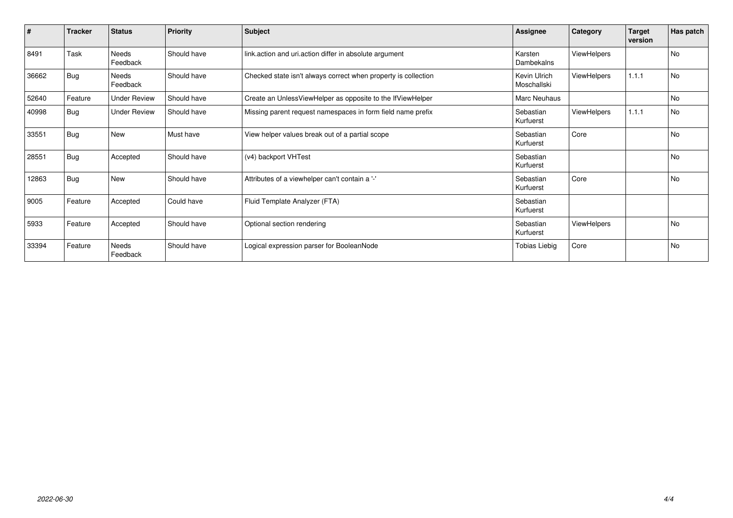| # | Tracker | Status | Priority | Subject | Assignee | Category | Target version | Has patch |
|---|---|---|---|---|---|---|---|---|
| 8491 | Task | Needs Feedback | Should have | link.action and uri.action differ in absolute argument | Karsten Dambekalns | ViewHelpers | | No |
| 36662 | Bug | Needs Feedback | Should have | Checked state isn't always correct when property is collection | Kevin Ulrich Moschallski | ViewHelpers | 1.1.1 | No |
| 52640 | Feature | Under Review | Should have | Create an UnlessViewHelper as opposite to the IfViewHelper | Marc Neuhaus | | | No |
| 40998 | Bug | Under Review | Should have | Missing parent request namespaces in form field name prefix | Sebastian Kurfuerst | ViewHelpers | 1.1.1 | No |
| 33551 | Bug | New | Must have | View helper values break out of a partial scope | Sebastian Kurfuerst | Core | | No |
| 28551 | Bug | Accepted | Should have | (v4) backport VHTest | Sebastian Kurfuerst | | | No |
| 12863 | Bug | New | Should have | Attributes of a viewhelper can't contain a '-' | Sebastian Kurfuerst | Core | | No |
| 9005 | Feature | Accepted | Could have | Fluid Template Analyzer (FTA) | Sebastian Kurfuerst | | | |
| 5933 | Feature | Accepted | Should have | Optional section rendering | Sebastian Kurfuerst | ViewHelpers | | No |
| 33394 | Feature | Needs Feedback | Should have | Logical expression parser for BooleanNode | Tobias Liebig | Core | | No |

*2022-06-30*